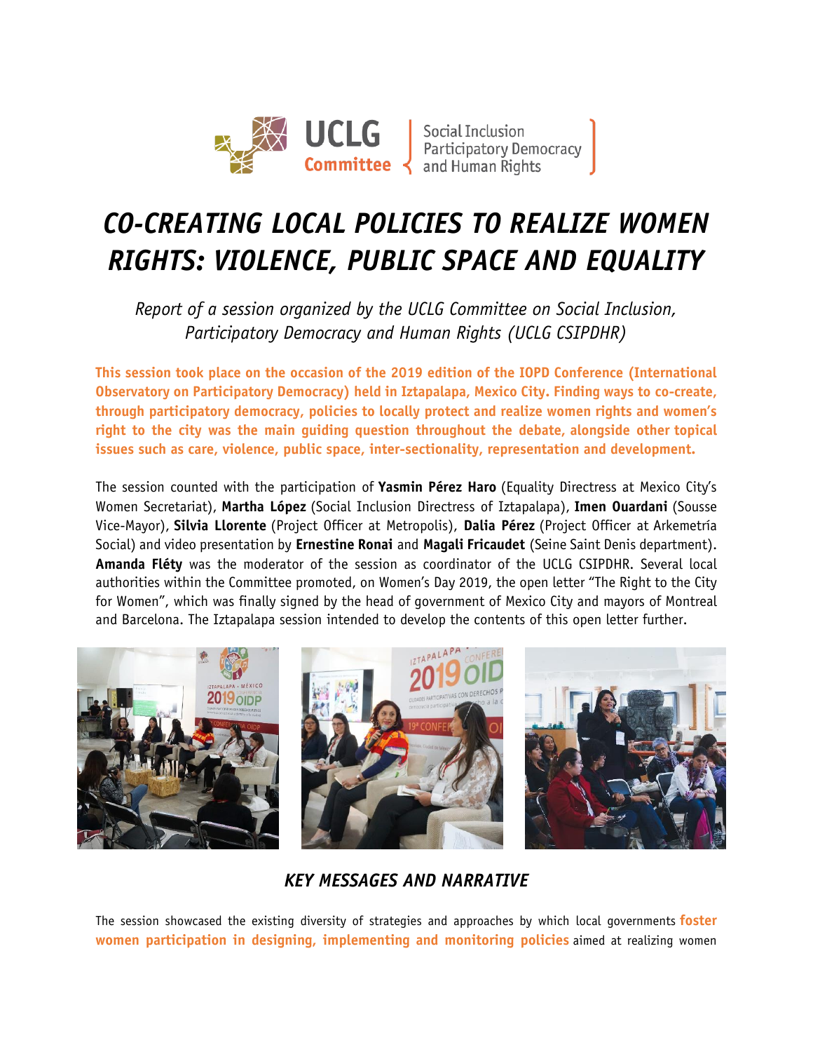UCLG Committee | Social Inclusion Participatory Democracy and Human Rights

# *CO-CREATING LOCAL POLICIES TO REALIZE WOMEN RIGHTS: VIOLENCE, PUBLIC SPACE AND EQUALITY*

*Report of a session organized by the UCLG Committee on Social Inclusion, Participatory Democracy and Human Rights (UCLG CSIPDHR)*

**This session took place on the occasion of the 2019 edition of the IOPD Conference (International Observatory on Participatory Democracy) held in Iztapalapa, Mexico City. Finding ways to co-create, through participatory democracy, policies to locally protect and realize women rights and women's right to the city was the main guiding question throughout the debate, alongside other topical issues such as care, violence, public space, inter-sectionality, representation and development.**

The session counted with the participation of **Yasmin Pérez Haro** (Equality Directress at Mexico City's Women Secretariat), **Martha López** (Social Inclusion Directress of Iztapalapa), **Imen Ouardani** (Sousse Vice-Mayor), **Silvia Llorente** (Project Officer at Metropolis), **Dalia Pérez** (Project Officer at Arkemetría Social) and video presentation by **Ernestine Ronai** and **Magali Fricaudet** (Seine Saint Denis department). **Amanda Fléty** was the moderator of the session as coordinator of the UCLG CSIPDHR. Several local authorities within the Committee promoted, on Women's Day 2019, the open letter "The Right to the City for Women", which was finally signed by the head of government of Mexico City and mayors of Montreal and Barcelona. The Iztapalapa session intended to develop the contents of this open letter further.

## *KEY MESSAGES AND NARRATIVE*

The session showcased the existing diversity of strategies and approaches by which local governments **foster women participation in designing, implementing and monitoring policies** aimed at realizing women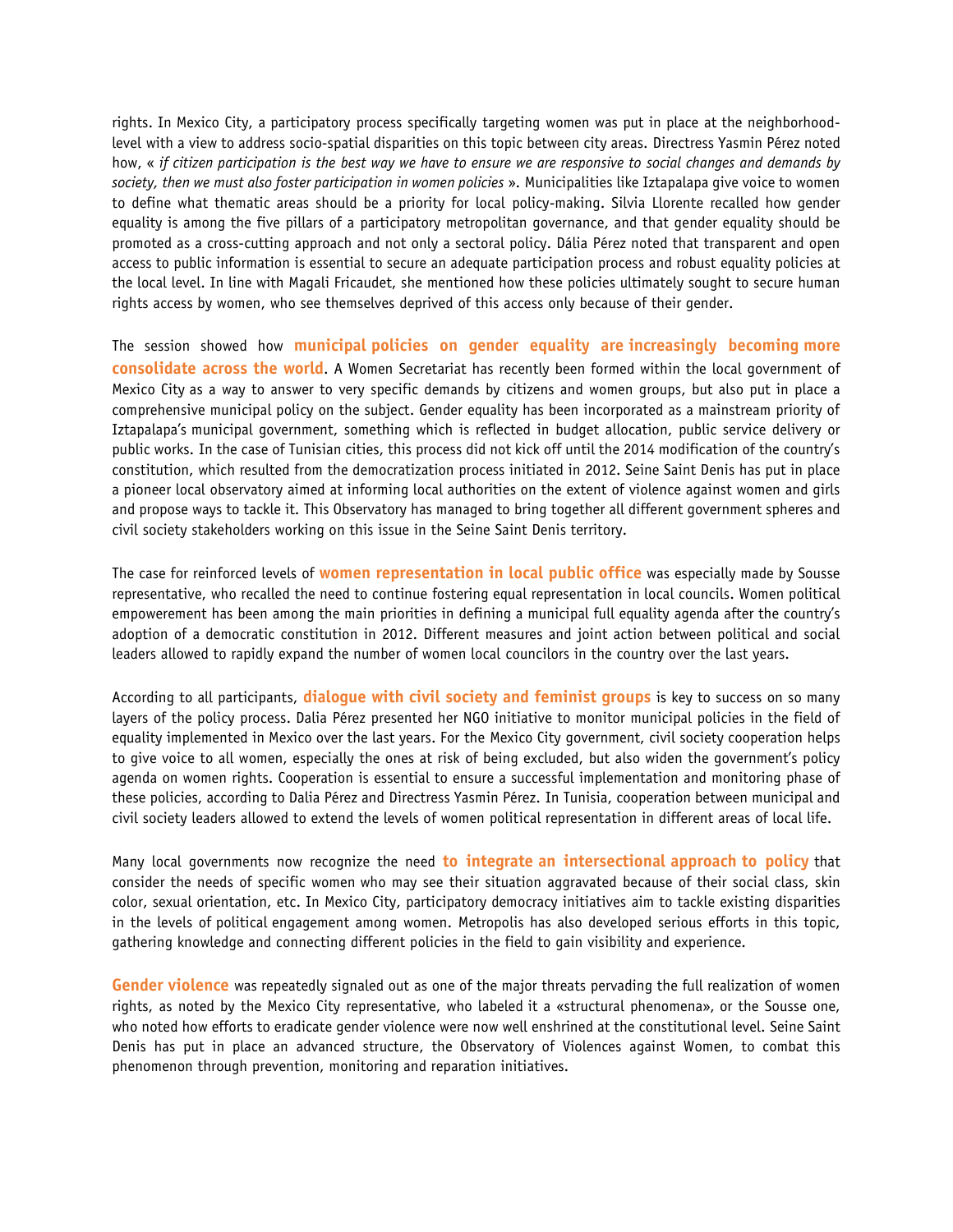rights. In Mexico City, a participatory process specifically targeting women was put in place at the neighborhood-level with a view to address socio-spatial disparities on this topic between city areas. Directress Yasmin Pérez noted how, « *if citizen participation is the best way we have to ensure we are responsive to social changes and demands by society, then we must also foster participation in women policies* ». Municipalities like Iztapalapa give voice to women to define what thematic areas should be a priority for local policy-making. Silvia Llorente recalled how gender equality is among the five pillars of a participatory metropolitan governance, and that gender equality should be promoted as a cross-cutting approach and not only a sectoral policy. Dália Pérez noted that transparent and open access to public information is essential to secure an adequate participation process and robust equality policies at the local level. In line with Magali Fricaudet, she mentioned how these policies ultimately sought to secure human rights access by women, who see themselves deprived of this access only because of their gender.

The session showed how **municipal policies on gender equality are increasingly becoming more consolidate across the world**. A Women Secretariat has recently been formed within the local government of Mexico City as a way to answer to very specific demands by citizens and women groups, but also put in place a comprehensive municipal policy on the subject. Gender equality has been incorporated as a mainstream priority of Iztapalapa's municipal government, something which is reflected in budget allocation, public service delivery or public works. In the case of Tunisian cities, this process did not kick off until the 2014 modification of the country's constitution, which resulted from the democratization process initiated in 2012. Seine Saint Denis has put in place a pioneer local observatory aimed at informing local authorities on the extent of violence against women and girls and propose ways to tackle it. This Observatory has managed to bring together all different government spheres and civil society stakeholders working on this issue in the Seine Saint Denis territory.

The case for reinforced levels of **women representation in local public office** was especially made by Sousse representative, who recalled the need to continue fostering equal representation in local councils. Women political empowerement has been among the main priorities in defining a municipal full equality agenda after the country's adoption of a democratic constitution in 2012. Different measures and joint action between political and social leaders allowed to rapidly expand the number of women local councilors in the country over the last years.

According to all participants, **dialogue with civil society and feminist groups** is key to success on so many layers of the policy process. Dalia Pérez presented her NGO initiative to monitor municipal policies in the field of equality implemented in Mexico over the last years. For the Mexico City government, civil society cooperation helps to give voice to all women, especially the ones at risk of being excluded, but also widen the government's policy agenda on women rights. Cooperation is essential to ensure a successful implementation and monitoring phase of these policies, according to Dalia Pérez and Directress Yasmin Pérez. In Tunisia, cooperation between municipal and civil society leaders allowed to extend the levels of women political representation in different areas of local life.

Many local governments now recognize the need **to integrate an intersectional approach to policy** that consider the needs of specific women who may see their situation aggravated because of their social class, skin color, sexual orientation, etc. In Mexico City, participatory democracy initiatives aim to tackle existing disparities in the levels of political engagement among women. Metropolis has also developed serious efforts in this topic, gathering knowledge and connecting different policies in the field to gain visibility and experience.

**Gender violence** was repeatedly signaled out as one of the major threats pervading the full realization of women rights, as noted by the Mexico City representative, who labeled it a «structural phenomena», or the Sousse one, who noted how efforts to eradicate gender violence were now well enshrined at the constitutional level. Seine Saint Denis has put in place an advanced structure, the Observatory of Violences against Women, to combat this phenomenon through prevention, monitoring and reparation initiatives.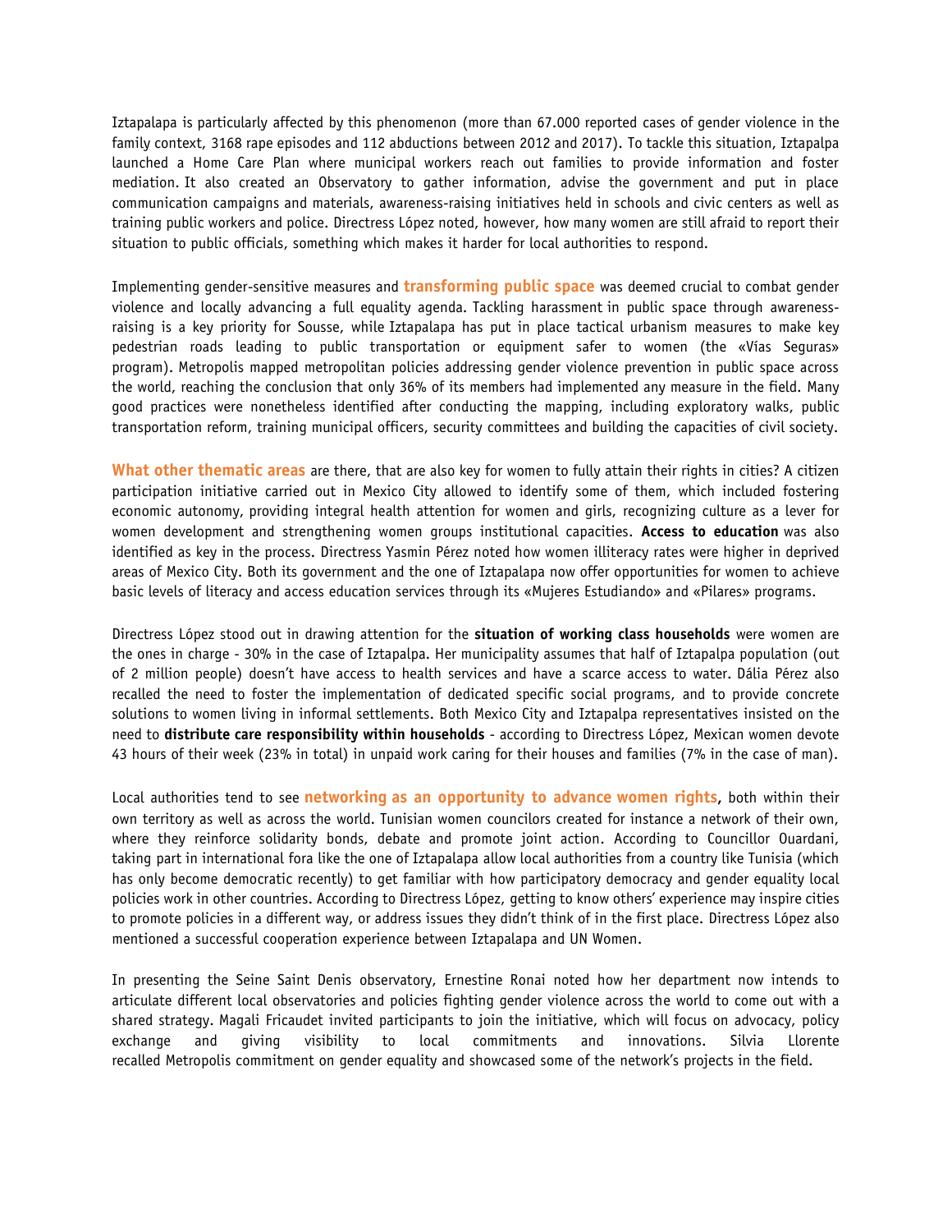Iztapalapa is particularly affected by this phenomenon (more than 67.000 reported cases of gender violence in the family context, 3168 rape episodes and 112 abductions between 2012 and 2017). To tackle this situation, Iztapalpa launched a Home Care Plan where municipal workers reach out families to provide information and foster mediation. It also created an Observatory to gather information, advise the government and put in place communication campaigns and materials, awareness-raising initiatives held in schools and civic centers as well as training public workers and police. Directress López noted, however, how many women are still afraid to report their situation to public officials, something which makes it harder for local authorities to respond.

Implementing gender-sensitive measures and **transforming public space** was deemed crucial to combat gender violence and locally advancing a full equality agenda. Tackling harassment in public space through awareness-raising is a key priority for Sousse, while Iztapalapa has put in place tactical urbanism measures to make key pedestrian roads leading to public transportation or equipment safer to women (the «Vías Seguras» program). Metropolis mapped metropolitan policies addressing gender violence prevention in public space across the world, reaching the conclusion that only 36% of its members had implemented any measure in the field. Many good practices were nonetheless identified after conducting the mapping, including exploratory walks, public transportation reform, training municipal officers, security committees and building the capacities of civil society.

**What other thematic areas** are there, that are also key for women to fully attain their rights in cities? A citizen participation initiative carried out in Mexico City allowed to identify some of them, which included fostering economic autonomy, providing integral health attention for women and girls, recognizing culture as a lever for women development and strengthening women groups institutional capacities. **Access to education** was also identified as key in the process. Directress Yasmin Pérez noted how women illiteracy rates were higher in deprived areas of Mexico City. Both its government and the one of Iztapalapa now offer opportunities for women to achieve basic levels of literacy and access education services through its «Mujeres Estudiando» and «Pilares» programs.

Directress López stood out in drawing attention for the **situation of working class households** were women are the ones in charge - 30% in the case of Iztapalpa. Her municipality assumes that half of Iztapalpa population (out of 2 million people) doesn't have access to health services and have a scarce access to water. Dália Pérez also recalled the need to foster the implementation of dedicated specific social programs, and to provide concrete solutions to women living in informal settlements. Both Mexico City and Iztapalpa representatives insisted on the need to **distribute care responsibility within households** - according to Directress López, Mexican women devote 43 hours of their week (23% in total) in unpaid work caring for their houses and families (7% in the case of man).

Local authorities tend to see **networking as an opportunity to advance women rights**, both within their own territory as well as across the world. Tunisian women councilors created for instance a network of their own, where they reinforce solidarity bonds, debate and promote joint action. According to Councillor Ouardani, taking part in international fora like the one of Iztapalapa allow local authorities from a country like Tunisia (which has only become democratic recently) to get familiar with how participatory democracy and gender equality local policies work in other countries. According to Directress López, getting to know others' experience may inspire cities to promote policies in a different way, or address issues they didn't think of in the first place. Directress López also mentioned a successful cooperation experience between Iztapalapa and UN Women.

In presenting the Seine Saint Denis observatory, Ernestine Ronai noted how her department now intends to articulate different local observatories and policies fighting gender violence across the world to come out with a shared strategy. Magali Fricaudet invited participants to join the initiative, which will focus on advocacy, policy exchange and giving visibility to local commitments and innovations. Silvia Llorente recalled Metropolis commitment on gender equality and showcased some of the network's projects in the field.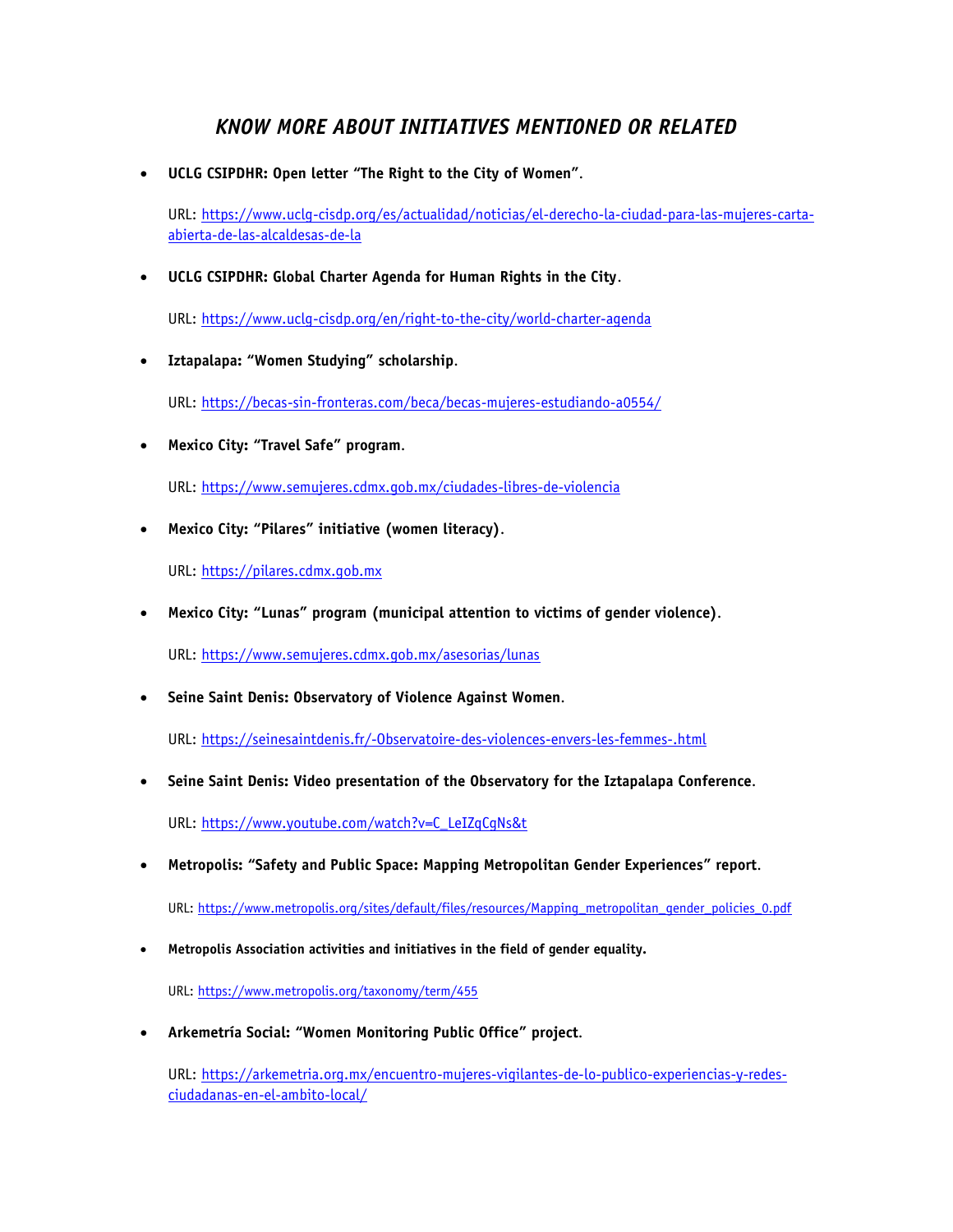# *KNOW MORE ABOUT INITIATIVES MENTIONED OR RELATED*

- **UCLG CSIPDHR: Open letter "The Right to the City of Women"**.

  URL: https://www.uclg-cisdp.org/es/actualidad/noticias/el-derecho-la-ciudad-para-las-mujeres-carta-abierta-de-las-alcaldesas-de-la

- **UCLG CSIPDHR: Global Charter Agenda for Human Rights in the City**.

  URL: https://www.uclg-cisdp.org/en/right-to-the-city/world-charter-agenda

- **Iztapalapa: "Women Studying" scholarship**.

  URL: https://becas-sin-fronteras.com/beca/becas-mujeres-estudiando-a0554/

- **Mexico City: "Travel Safe" program**.

  URL: https://www.semujeres.cdmx.gob.mx/ciudades-libres-de-violencia

- **Mexico City: "Pilares" initiative (women literacy)**.

  URL: https://pilares.cdmx.gob.mx

- **Mexico City: "Lunas" program (municipal attention to victims of gender violence)**.

  URL: https://www.semujeres.cdmx.gob.mx/asesorias/lunas

- **Seine Saint Denis: Observatory of Violence Against Women**.

  URL: https://seinesaintdenis.fr/-Observatoire-des-violences-envers-les-femmes-.html

- **Seine Saint Denis: Video presentation of the Observatory for the Iztapalapa Conference**.

  URL: https://www.youtube.com/watch?v=C_LeIZqCgNs&t

- **Metropolis: "Safety and Public Space: Mapping Metropolitan Gender Experiences" report**.

  URL: https://www.metropolis.org/sites/default/files/resources/Mapping_metropolitan_gender_policies_0.pdf

- **Metropolis Association activities and initiatives in the field of gender equality.**

  URL: https://www.metropolis.org/taxonomy/term/455

- **Arkemetría Social: "Women Monitoring Public Office" project**.

  URL: https://arkemetria.org.mx/encuentro-mujeres-vigilantes-de-lo-publico-experiencias-y-redes-ciudadanas-en-el-ambito-local/